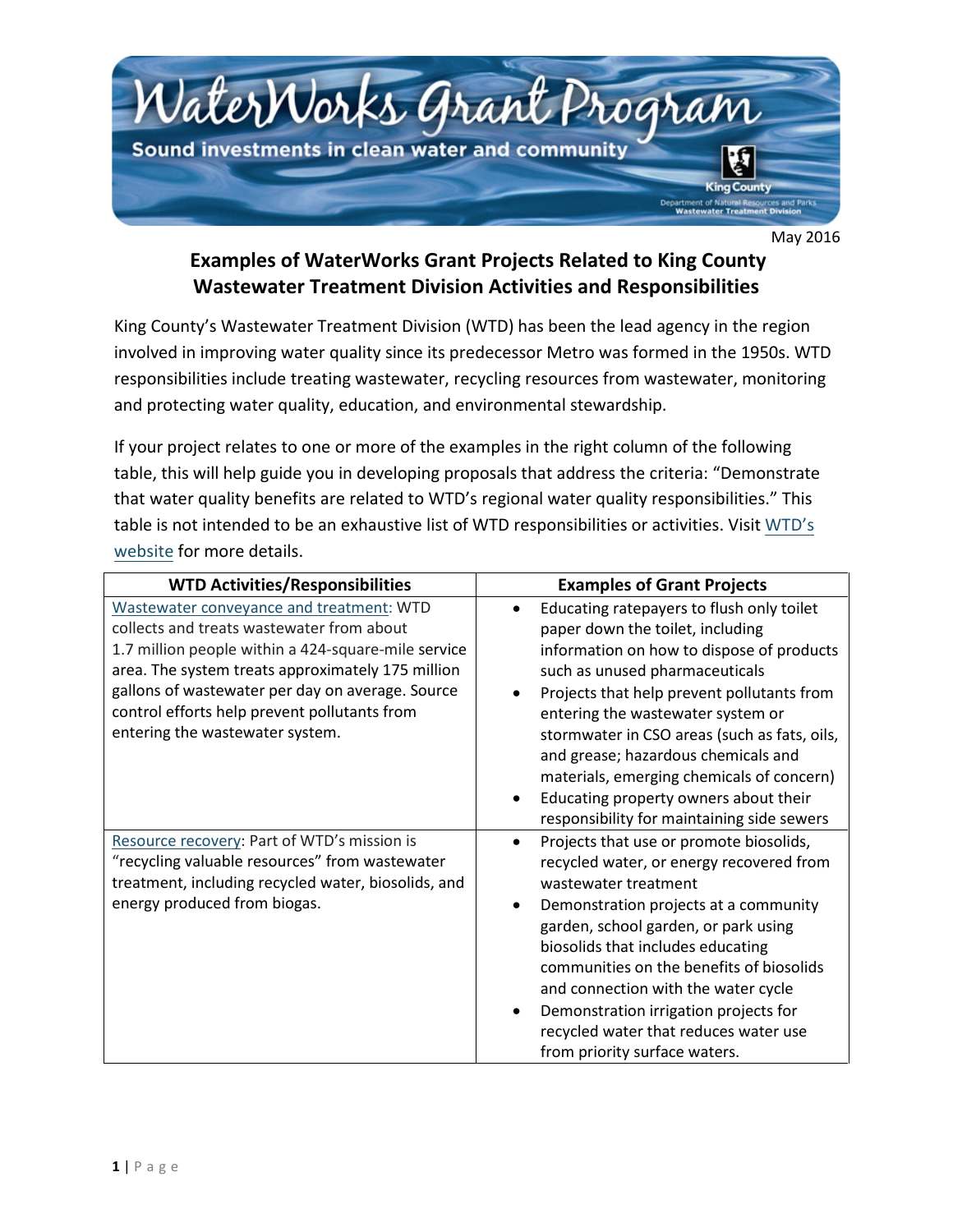# WaterWorks Grant Program

Sound investments in clean water and community

King County
Department of Natural Resources and Parks
Wastewater Treatment Division

May 2016

## Examples of WaterWorks Grant Projects Related to King County Wastewater Treatment Division Activities and Responsibilities

King County's Wastewater Treatment Division (WTD) has been the lead agency in the region involved in improving water quality since its predecessor Metro was formed in the 1950s. WTD responsibilities include treating wastewater, recycling resources from wastewater, monitoring and protecting water quality, education, and environmental stewardship.

If your project relates to one or more of the examples in the right column of the following table, this will help guide you in developing proposals that address the criteria: "Demonstrate that water quality benefits are related to WTD's regional water quality responsibilities." This table is not intended to be an exhaustive list of WTD responsibilities or activities. Visit WTD's website for more details.

| WTD Activities/Responsibilities | Examples of Grant Projects |
| --- | --- |
| Wastewater conveyance and treatment: WTD collects and treats wastewater from about 1.7 million people within a 424-square-mile service area. The system treats approximately 175 million gallons of wastewater per day on average. Source control efforts help prevent pollutants from entering the wastewater system. | • Educating ratepayers to flush only toilet paper down the toilet, including information on how to dispose of products such as unused pharmaceuticals<br>• Projects that help prevent pollutants from entering the wastewater system or stormwater in CSO areas (such as fats, oils, and grease; hazardous chemicals and materials, emerging chemicals of concern)<br>• Educating property owners about their responsibility for maintaining side sewers |
| Resource recovery: Part of WTD's mission is "recycling valuable resources" from wastewater treatment, including recycled water, biosolids, and energy produced from biogas. | • Projects that use or promote biosolids, recycled water, or energy recovered from wastewater treatment<br>• Demonstration projects at a community garden, school garden, or park using biosolids that includes educating communities on the benefits of biosolids and connection with the water cycle<br>• Demonstration irrigation projects for recycled water that reduces water use from priority surface waters. |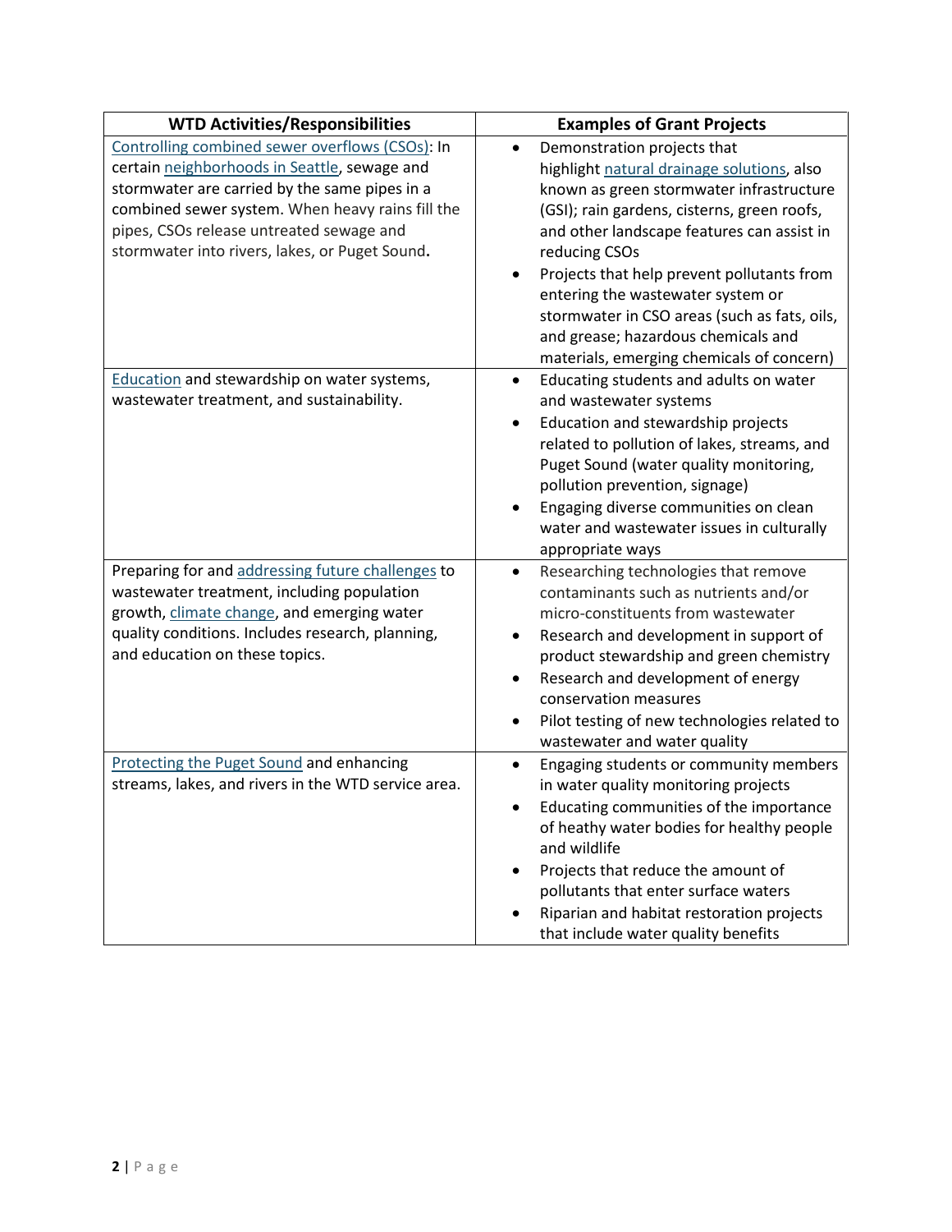| WTD Activities/Responsibilities | Examples of Grant Projects |
| --- | --- |
| Controlling combined sewer overflows (CSOs): In certain neighborhoods in Seattle, sewage and stormwater are carried by the same pipes in a combined sewer system. When heavy rains fill the pipes, CSOs release untreated sewage and stormwater into rivers, lakes, or Puget Sound. | • Demonstration projects that highlight natural drainage solutions, also known as green stormwater infrastructure (GSI); rain gardens, cisterns, green roofs, and other landscape features can assist in reducing CSOs<br>• Projects that help prevent pollutants from entering the wastewater system or stormwater in CSO areas (such as fats, oils, and grease; hazardous chemicals and materials, emerging chemicals of concern) |
| Education and stewardship on water systems, wastewater treatment, and sustainability. | • Educating students and adults on water and wastewater systems<br>• Education and stewardship projects related to pollution of lakes, streams, and Puget Sound (water quality monitoring, pollution prevention, signage)<br>• Engaging diverse communities on clean water and wastewater issues in culturally appropriate ways |
| Preparing for and addressing future challenges to wastewater treatment, including population growth, climate change, and emerging water quality conditions. Includes research, planning, and education on these topics. | • Researching technologies that remove contaminants such as nutrients and/or micro-constituents from wastewater<br>• Research and development in support of product stewardship and green chemistry<br>• Research and development of energy conservation measures<br>• Pilot testing of new technologies related to wastewater and water quality |
| Protecting the Puget Sound and enhancing streams, lakes, and rivers in the WTD service area. | • Engaging students or community members in water quality monitoring projects<br>• Educating communities of the importance of heathy water bodies for healthy people and wildlife<br>• Projects that reduce the amount of pollutants that enter surface waters<br>• Riparian and habitat restoration projects that include water quality benefits |